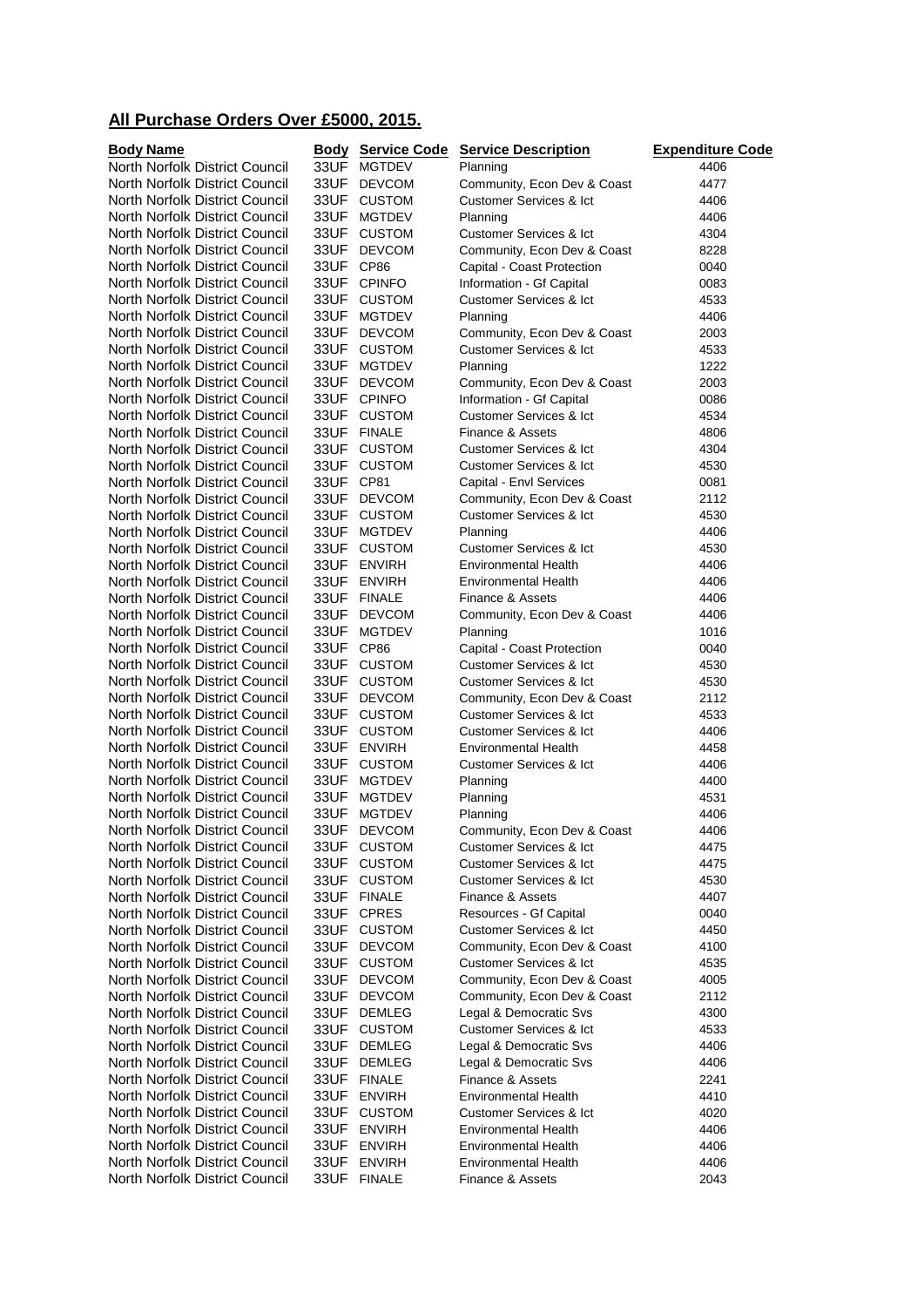## All Purchase Orders Over £5000, 2015.

| Body Name | Body | Service Code | Service Description | Expenditure Code |
|---|---|---|---|---|
| North Norfolk District Council | 33UF | MGTDEV | Planning | 4406 |
| North Norfolk District Council | 33UF | DEVCOM | Community, Econ Dev & Coast | 4477 |
| North Norfolk District Council | 33UF | CUSTOM | Customer Services & Ict | 4406 |
| North Norfolk District Council | 33UF | MGTDEV | Planning | 4406 |
| North Norfolk District Council | 33UF | CUSTOM | Customer Services & Ict | 4304 |
| North Norfolk District Council | 33UF | DEVCOM | Community, Econ Dev & Coast | 8228 |
| North Norfolk District Council | 33UF | CP86 | Capital - Coast Protection | 0040 |
| North Norfolk District Council | 33UF | CPINFO | Information - Gf Capital | 0083 |
| North Norfolk District Council | 33UF | CUSTOM | Customer Services & Ict | 4533 |
| North Norfolk District Council | 33UF | MGTDEV | Planning | 4406 |
| North Norfolk District Council | 33UF | DEVCOM | Community, Econ Dev & Coast | 2003 |
| North Norfolk District Council | 33UF | CUSTOM | Customer Services & Ict | 4533 |
| North Norfolk District Council | 33UF | MGTDEV | Planning | 1222 |
| North Norfolk District Council | 33UF | DEVCOM | Community, Econ Dev & Coast | 2003 |
| North Norfolk District Council | 33UF | CPINFO | Information - Gf Capital | 0086 |
| North Norfolk District Council | 33UF | CUSTOM | Customer Services & Ict | 4534 |
| North Norfolk District Council | 33UF | FINALE | Finance & Assets | 4806 |
| North Norfolk District Council | 33UF | CUSTOM | Customer Services & Ict | 4304 |
| North Norfolk District Council | 33UF | CUSTOM | Customer Services & Ict | 4530 |
| North Norfolk District Council | 33UF | CP81 | Capital - Envl Services | 0081 |
| North Norfolk District Council | 33UF | DEVCOM | Community, Econ Dev & Coast | 2112 |
| North Norfolk District Council | 33UF | CUSTOM | Customer Services & Ict | 4530 |
| North Norfolk District Council | 33UF | MGTDEV | Planning | 4406 |
| North Norfolk District Council | 33UF | CUSTOM | Customer Services & Ict | 4530 |
| North Norfolk District Council | 33UF | ENVIRH | Environmental Health | 4406 |
| North Norfolk District Council | 33UF | ENVIRH | Environmental Health | 4406 |
| North Norfolk District Council | 33UF | FINALE | Finance & Assets | 4406 |
| North Norfolk District Council | 33UF | DEVCOM | Community, Econ Dev & Coast | 4406 |
| North Norfolk District Council | 33UF | MGTDEV | Planning | 1016 |
| North Norfolk District Council | 33UF | CP86 | Capital - Coast Protection | 0040 |
| North Norfolk District Council | 33UF | CUSTOM | Customer Services & Ict | 4530 |
| North Norfolk District Council | 33UF | CUSTOM | Customer Services & Ict | 4530 |
| North Norfolk District Council | 33UF | DEVCOM | Community, Econ Dev & Coast | 2112 |
| North Norfolk District Council | 33UF | CUSTOM | Customer Services & Ict | 4533 |
| North Norfolk District Council | 33UF | CUSTOM | Customer Services & Ict | 4406 |
| North Norfolk District Council | 33UF | ENVIRH | Environmental Health | 4458 |
| North Norfolk District Council | 33UF | CUSTOM | Customer Services & Ict | 4406 |
| North Norfolk District Council | 33UF | MGTDEV | Planning | 4400 |
| North Norfolk District Council | 33UF | MGTDEV | Planning | 4531 |
| North Norfolk District Council | 33UF | MGTDEV | Planning | 4406 |
| North Norfolk District Council | 33UF | DEVCOM | Community, Econ Dev & Coast | 4406 |
| North Norfolk District Council | 33UF | CUSTOM | Customer Services & Ict | 4475 |
| North Norfolk District Council | 33UF | CUSTOM | Customer Services & Ict | 4475 |
| North Norfolk District Council | 33UF | CUSTOM | Customer Services & Ict | 4530 |
| North Norfolk District Council | 33UF | FINALE | Finance & Assets | 4407 |
| North Norfolk District Council | 33UF | CPRES | Resources - Gf Capital | 0040 |
| North Norfolk District Council | 33UF | CUSTOM | Customer Services & Ict | 4450 |
| North Norfolk District Council | 33UF | DEVCOM | Community, Econ Dev & Coast | 4100 |
| North Norfolk District Council | 33UF | CUSTOM | Customer Services & Ict | 4535 |
| North Norfolk District Council | 33UF | DEVCOM | Community, Econ Dev & Coast | 4005 |
| North Norfolk District Council | 33UF | DEVCOM | Community, Econ Dev & Coast | 2112 |
| North Norfolk District Council | 33UF | DEMLEG | Legal & Democratic Svs | 4300 |
| North Norfolk District Council | 33UF | CUSTOM | Customer Services & Ict | 4533 |
| North Norfolk District Council | 33UF | DEMLEG | Legal & Democratic Svs | 4406 |
| North Norfolk District Council | 33UF | DEMLEG | Legal & Democratic Svs | 4406 |
| North Norfolk District Council | 33UF | FINALE | Finance & Assets | 2241 |
| North Norfolk District Council | 33UF | ENVIRH | Environmental Health | 4410 |
| North Norfolk District Council | 33UF | CUSTOM | Customer Services & Ict | 4020 |
| North Norfolk District Council | 33UF | ENVIRH | Environmental Health | 4406 |
| North Norfolk District Council | 33UF | ENVIRH | Environmental Health | 4406 |
| North Norfolk District Council | 33UF | ENVIRH | Environmental Health | 4406 |
| North Norfolk District Council | 33UF | FINALE | Finance & Assets | 2043 |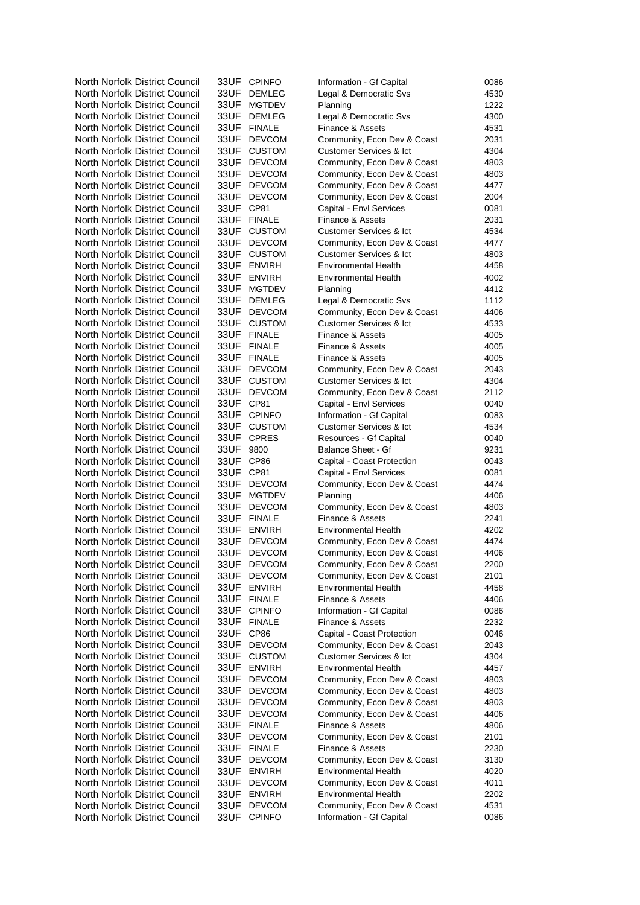| | | | | |
|---|---|---|---|---|
| North Norfolk District Council | 33UF | CPINFO | Information - Gf Capital | 0086 |
| North Norfolk District Council | 33UF | DEMLEG | Legal & Democratic Svs | 4530 |
| North Norfolk District Council | 33UF | MGTDEV | Planning | 1222 |
| North Norfolk District Council | 33UF | DEMLEG | Legal & Democratic Svs | 4300 |
| North Norfolk District Council | 33UF | FINALE | Finance & Assets | 4531 |
| North Norfolk District Council | 33UF | DEVCOM | Community, Econ Dev & Coast | 2031 |
| North Norfolk District Council | 33UF | CUSTOM | Customer Services & Ict | 4304 |
| North Norfolk District Council | 33UF | DEVCOM | Community, Econ Dev & Coast | 4803 |
| North Norfolk District Council | 33UF | DEVCOM | Community, Econ Dev & Coast | 4803 |
| North Norfolk District Council | 33UF | DEVCOM | Community, Econ Dev & Coast | 4477 |
| North Norfolk District Council | 33UF | DEVCOM | Community, Econ Dev & Coast | 2004 |
| North Norfolk District Council | 33UF | CP81 | Capital - Envl Services | 0081 |
| North Norfolk District Council | 33UF | FINALE | Finance & Assets | 2031 |
| North Norfolk District Council | 33UF | CUSTOM | Customer Services & Ict | 4534 |
| North Norfolk District Council | 33UF | DEVCOM | Community, Econ Dev & Coast | 4477 |
| North Norfolk District Council | 33UF | CUSTOM | Customer Services & Ict | 4803 |
| North Norfolk District Council | 33UF | ENVIRH | Environmental Health | 4458 |
| North Norfolk District Council | 33UF | ENVIRH | Environmental Health | 4002 |
| North Norfolk District Council | 33UF | MGTDEV | Planning | 4412 |
| North Norfolk District Council | 33UF | DEMLEG | Legal & Democratic Svs | 1112 |
| North Norfolk District Council | 33UF | DEVCOM | Community, Econ Dev & Coast | 4406 |
| North Norfolk District Council | 33UF | CUSTOM | Customer Services & Ict | 4533 |
| North Norfolk District Council | 33UF | FINALE | Finance & Assets | 4005 |
| North Norfolk District Council | 33UF | FINALE | Finance & Assets | 4005 |
| North Norfolk District Council | 33UF | FINALE | Finance & Assets | 4005 |
| North Norfolk District Council | 33UF | DEVCOM | Community, Econ Dev & Coast | 2043 |
| North Norfolk District Council | 33UF | CUSTOM | Customer Services & Ict | 4304 |
| North Norfolk District Council | 33UF | DEVCOM | Community, Econ Dev & Coast | 2112 |
| North Norfolk District Council | 33UF | CP81 | Capital - Envl Services | 0040 |
| North Norfolk District Council | 33UF | CPINFO | Information - Gf Capital | 0083 |
| North Norfolk District Council | 33UF | CUSTOM | Customer Services & Ict | 4534 |
| North Norfolk District Council | 33UF | CPRES | Resources - Gf Capital | 0040 |
| North Norfolk District Council | 33UF | 9800 | Balance Sheet - Gf | 9231 |
| North Norfolk District Council | 33UF | CP86 | Capital - Coast Protection | 0043 |
| North Norfolk District Council | 33UF | CP81 | Capital - Envl Services | 0081 |
| North Norfolk District Council | 33UF | DEVCOM | Community, Econ Dev & Coast | 4474 |
| North Norfolk District Council | 33UF | MGTDEV | Planning | 4406 |
| North Norfolk District Council | 33UF | DEVCOM | Community, Econ Dev & Coast | 4803 |
| North Norfolk District Council | 33UF | FINALE | Finance & Assets | 2241 |
| North Norfolk District Council | 33UF | ENVIRH | Environmental Health | 4202 |
| North Norfolk District Council | 33UF | DEVCOM | Community, Econ Dev & Coast | 4474 |
| North Norfolk District Council | 33UF | DEVCOM | Community, Econ Dev & Coast | 4406 |
| North Norfolk District Council | 33UF | DEVCOM | Community, Econ Dev & Coast | 2200 |
| North Norfolk District Council | 33UF | DEVCOM | Community, Econ Dev & Coast | 2101 |
| North Norfolk District Council | 33UF | ENVIRH | Environmental Health | 4458 |
| North Norfolk District Council | 33UF | FINALE | Finance & Assets | 4406 |
| North Norfolk District Council | 33UF | CPINFO | Information - Gf Capital | 0086 |
| North Norfolk District Council | 33UF | FINALE | Finance & Assets | 2232 |
| North Norfolk District Council | 33UF | CP86 | Capital - Coast Protection | 0046 |
| North Norfolk District Council | 33UF | DEVCOM | Community, Econ Dev & Coast | 2043 |
| North Norfolk District Council | 33UF | CUSTOM | Customer Services & Ict | 4304 |
| North Norfolk District Council | 33UF | ENVIRH | Environmental Health | 4457 |
| North Norfolk District Council | 33UF | DEVCOM | Community, Econ Dev & Coast | 4803 |
| North Norfolk District Council | 33UF | DEVCOM | Community, Econ Dev & Coast | 4803 |
| North Norfolk District Council | 33UF | DEVCOM | Community, Econ Dev & Coast | 4803 |
| North Norfolk District Council | 33UF | DEVCOM | Community, Econ Dev & Coast | 4406 |
| North Norfolk District Council | 33UF | FINALE | Finance & Assets | 4806 |
| North Norfolk District Council | 33UF | DEVCOM | Community, Econ Dev & Coast | 2101 |
| North Norfolk District Council | 33UF | FINALE | Finance & Assets | 2230 |
| North Norfolk District Council | 33UF | DEVCOM | Community, Econ Dev & Coast | 3130 |
| North Norfolk District Council | 33UF | ENVIRH | Environmental Health | 4020 |
| North Norfolk District Council | 33UF | DEVCOM | Community, Econ Dev & Coast | 4011 |
| North Norfolk District Council | 33UF | ENVIRH | Environmental Health | 2202 |
| North Norfolk District Council | 33UF | DEVCOM | Community, Econ Dev & Coast | 4531 |
| North Norfolk District Council | 33UF | CPINFO | Information - Gf Capital | 0086 |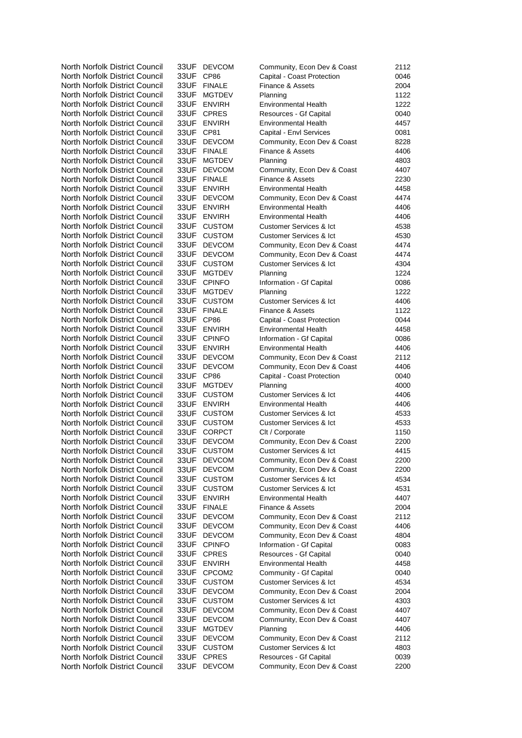| | | | | |
|---|---|---|---|---|
| North Norfolk District Council | 33UF | DEVCOM | Community, Econ Dev & Coast | 2112 |
| North Norfolk District Council | 33UF | CP86 | Capital - Coast Protection | 0046 |
| North Norfolk District Council | 33UF | FINALE | Finance & Assets | 2004 |
| North Norfolk District Council | 33UF | MGTDEV | Planning | 1122 |
| North Norfolk District Council | 33UF | ENVIRH | Environmental Health | 1222 |
| North Norfolk District Council | 33UF | CPRES | Resources - Gf Capital | 0040 |
| North Norfolk District Council | 33UF | ENVIRH | Environmental Health | 4457 |
| North Norfolk District Council | 33UF | CP81 | Capital - Envl Services | 0081 |
| North Norfolk District Council | 33UF | DEVCOM | Community, Econ Dev & Coast | 8228 |
| North Norfolk District Council | 33UF | FINALE | Finance & Assets | 4406 |
| North Norfolk District Council | 33UF | MGTDEV | Planning | 4803 |
| North Norfolk District Council | 33UF | DEVCOM | Community, Econ Dev & Coast | 4407 |
| North Norfolk District Council | 33UF | FINALE | Finance & Assets | 2230 |
| North Norfolk District Council | 33UF | ENVIRH | Environmental Health | 4458 |
| North Norfolk District Council | 33UF | DEVCOM | Community, Econ Dev & Coast | 4474 |
| North Norfolk District Council | 33UF | ENVIRH | Environmental Health | 4406 |
| North Norfolk District Council | 33UF | ENVIRH | Environmental Health | 4406 |
| North Norfolk District Council | 33UF | CUSTOM | Customer Services & Ict | 4538 |
| North Norfolk District Council | 33UF | CUSTOM | Customer Services & Ict | 4530 |
| North Norfolk District Council | 33UF | DEVCOM | Community, Econ Dev & Coast | 4474 |
| North Norfolk District Council | 33UF | DEVCOM | Community, Econ Dev & Coast | 4474 |
| North Norfolk District Council | 33UF | CUSTOM | Customer Services & Ict | 4304 |
| North Norfolk District Council | 33UF | MGTDEV | Planning | 1224 |
| North Norfolk District Council | 33UF | CPINFO | Information - Gf Capital | 0086 |
| North Norfolk District Council | 33UF | MGTDEV | Planning | 1222 |
| North Norfolk District Council | 33UF | CUSTOM | Customer Services & Ict | 4406 |
| North Norfolk District Council | 33UF | FINALE | Finance & Assets | 1122 |
| North Norfolk District Council | 33UF | CP86 | Capital - Coast Protection | 0044 |
| North Norfolk District Council | 33UF | ENVIRH | Environmental Health | 4458 |
| North Norfolk District Council | 33UF | CPINFO | Information - Gf Capital | 0086 |
| North Norfolk District Council | 33UF | ENVIRH | Environmental Health | 4406 |
| North Norfolk District Council | 33UF | DEVCOM | Community, Econ Dev & Coast | 2112 |
| North Norfolk District Council | 33UF | DEVCOM | Community, Econ Dev & Coast | 4406 |
| North Norfolk District Council | 33UF | CP86 | Capital - Coast Protection | 0040 |
| North Norfolk District Council | 33UF | MGTDEV | Planning | 4000 |
| North Norfolk District Council | 33UF | CUSTOM | Customer Services & Ict | 4406 |
| North Norfolk District Council | 33UF | ENVIRH | Environmental Health | 4406 |
| North Norfolk District Council | 33UF | CUSTOM | Customer Services & Ict | 4533 |
| North Norfolk District Council | 33UF | CUSTOM | Customer Services & Ict | 4533 |
| North Norfolk District Council | 33UF | CORPCT | Clt / Corporate | 1150 |
| North Norfolk District Council | 33UF | DEVCOM | Community, Econ Dev & Coast | 2200 |
| North Norfolk District Council | 33UF | CUSTOM | Customer Services & Ict | 4415 |
| North Norfolk District Council | 33UF | DEVCOM | Community, Econ Dev & Coast | 2200 |
| North Norfolk District Council | 33UF | DEVCOM | Community, Econ Dev & Coast | 2200 |
| North Norfolk District Council | 33UF | CUSTOM | Customer Services & Ict | 4534 |
| North Norfolk District Council | 33UF | CUSTOM | Customer Services & Ict | 4531 |
| North Norfolk District Council | 33UF | ENVIRH | Environmental Health | 4407 |
| North Norfolk District Council | 33UF | FINALE | Finance & Assets | 2004 |
| North Norfolk District Council | 33UF | DEVCOM | Community, Econ Dev & Coast | 2112 |
| North Norfolk District Council | 33UF | DEVCOM | Community, Econ Dev & Coast | 4406 |
| North Norfolk District Council | 33UF | DEVCOM | Community, Econ Dev & Coast | 4804 |
| North Norfolk District Council | 33UF | CPINFO | Information - Gf Capital | 0083 |
| North Norfolk District Council | 33UF | CPRES | Resources - Gf Capital | 0040 |
| North Norfolk District Council | 33UF | ENVIRH | Environmental Health | 4458 |
| North Norfolk District Council | 33UF | CPCOM2 | Community - Gf Capital | 0040 |
| North Norfolk District Council | 33UF | CUSTOM | Customer Services & Ict | 4534 |
| North Norfolk District Council | 33UF | DEVCOM | Community, Econ Dev & Coast | 2004 |
| North Norfolk District Council | 33UF | CUSTOM | Customer Services & Ict | 4303 |
| North Norfolk District Council | 33UF | DEVCOM | Community, Econ Dev & Coast | 4407 |
| North Norfolk District Council | 33UF | DEVCOM | Community, Econ Dev & Coast | 4407 |
| North Norfolk District Council | 33UF | MGTDEV | Planning | 4406 |
| North Norfolk District Council | 33UF | DEVCOM | Community, Econ Dev & Coast | 2112 |
| North Norfolk District Council | 33UF | CUSTOM | Customer Services & Ict | 4803 |
| North Norfolk District Council | 33UF | CPRES | Resources - Gf Capital | 0039 |
| North Norfolk District Council | 33UF | DEVCOM | Community, Econ Dev & Coast | 2200 |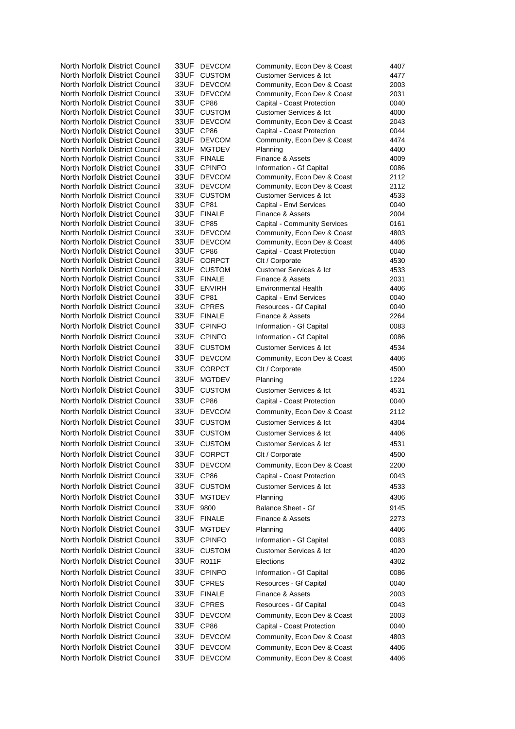| | | | | |
|---|---|---|---|---|
| North Norfolk District Council | 33UF | DEVCOM | Community, Econ Dev & Coast | 4407 |
| North Norfolk District Council | 33UF | CUSTOM | Customer Services & Ict | 4477 |
| North Norfolk District Council | 33UF | DEVCOM | Community, Econ Dev & Coast | 2003 |
| North Norfolk District Council | 33UF | DEVCOM | Community, Econ Dev & Coast | 2031 |
| North Norfolk District Council | 33UF | CP86 | Capital - Coast Protection | 0040 |
| North Norfolk District Council | 33UF | CUSTOM | Customer Services & Ict | 4000 |
| North Norfolk District Council | 33UF | DEVCOM | Community, Econ Dev & Coast | 2043 |
| North Norfolk District Council | 33UF | CP86 | Capital - Coast Protection | 0044 |
| North Norfolk District Council | 33UF | DEVCOM | Community, Econ Dev & Coast | 4474 |
| North Norfolk District Council | 33UF | MGTDEV | Planning | 4400 |
| North Norfolk District Council | 33UF | FINALE | Finance & Assets | 4009 |
| North Norfolk District Council | 33UF | CPINFO | Information - Gf Capital | 0086 |
| North Norfolk District Council | 33UF | DEVCOM | Community, Econ Dev & Coast | 2112 |
| North Norfolk District Council | 33UF | DEVCOM | Community, Econ Dev & Coast | 2112 |
| North Norfolk District Council | 33UF | CUSTOM | Customer Services & Ict | 4533 |
| North Norfolk District Council | 33UF | CP81 | Capital - Envl Services | 0040 |
| North Norfolk District Council | 33UF | FINALE | Finance & Assets | 2004 |
| North Norfolk District Council | 33UF | CP85 | Capital - Community Services | 0161 |
| North Norfolk District Council | 33UF | DEVCOM | Community, Econ Dev & Coast | 4803 |
| North Norfolk District Council | 33UF | DEVCOM | Community, Econ Dev & Coast | 4406 |
| North Norfolk District Council | 33UF | CP86 | Capital - Coast Protection | 0040 |
| North Norfolk District Council | 33UF | CORPCT | Clt / Corporate | 4530 |
| North Norfolk District Council | 33UF | CUSTOM | Customer Services & Ict | 4533 |
| North Norfolk District Council | 33UF | FINALE | Finance & Assets | 2031 |
| North Norfolk District Council | 33UF | ENVIRH | Environmental Health | 4406 |
| North Norfolk District Council | 33UF | CP81 | Capital - Envl Services | 0040 |
| North Norfolk District Council | 33UF | CPRES | Resources - Gf Capital | 0040 |
| North Norfolk District Council | 33UF | FINALE | Finance & Assets | 2264 |
| North Norfolk District Council | 33UF | CPINFO | Information - Gf Capital | 0083 |
| North Norfolk District Council | 33UF | CPINFO | Information - Gf Capital | 0086 |
| North Norfolk District Council | 33UF | CUSTOM | Customer Services & Ict | 4534 |
| North Norfolk District Council | 33UF | DEVCOM | Community, Econ Dev & Coast | 4406 |
| North Norfolk District Council | 33UF | CORPCT | Clt / Corporate | 4500 |
| North Norfolk District Council | 33UF | MGTDEV | Planning | 1224 |
| North Norfolk District Council | 33UF | CUSTOM | Customer Services & Ict | 4531 |
| North Norfolk District Council | 33UF | CP86 | Capital - Coast Protection | 0040 |
| North Norfolk District Council | 33UF | DEVCOM | Community, Econ Dev & Coast | 2112 |
| North Norfolk District Council | 33UF | CUSTOM | Customer Services & Ict | 4304 |
| North Norfolk District Council | 33UF | CUSTOM | Customer Services & Ict | 4406 |
| North Norfolk District Council | 33UF | CUSTOM | Customer Services & Ict | 4531 |
| North Norfolk District Council | 33UF | CORPCT | Clt / Corporate | 4500 |
| North Norfolk District Council | 33UF | DEVCOM | Community, Econ Dev & Coast | 2200 |
| North Norfolk District Council | 33UF | CP86 | Capital - Coast Protection | 0043 |
| North Norfolk District Council | 33UF | CUSTOM | Customer Services & Ict | 4533 |
| North Norfolk District Council | 33UF | MGTDEV | Planning | 4306 |
| North Norfolk District Council | 33UF | 9800 | Balance Sheet - Gf | 9145 |
| North Norfolk District Council | 33UF | FINALE | Finance & Assets | 2273 |
| North Norfolk District Council | 33UF | MGTDEV | Planning | 4406 |
| North Norfolk District Council | 33UF | CPINFO | Information - Gf Capital | 0083 |
| North Norfolk District Council | 33UF | CUSTOM | Customer Services & Ict | 4020 |
| North Norfolk District Council | 33UF | R011F | Elections | 4302 |
| North Norfolk District Council | 33UF | CPINFO | Information - Gf Capital | 0086 |
| North Norfolk District Council | 33UF | CPRES | Resources - Gf Capital | 0040 |
| North Norfolk District Council | 33UF | FINALE | Finance & Assets | 2003 |
| North Norfolk District Council | 33UF | CPRES | Resources - Gf Capital | 0043 |
| North Norfolk District Council | 33UF | DEVCOM | Community, Econ Dev & Coast | 2003 |
| North Norfolk District Council | 33UF | CP86 | Capital - Coast Protection | 0040 |
| North Norfolk District Council | 33UF | DEVCOM | Community, Econ Dev & Coast | 4803 |
| North Norfolk District Council | 33UF | DEVCOM | Community, Econ Dev & Coast | 4406 |
| North Norfolk District Council | 33UF | DEVCOM | Community, Econ Dev & Coast | 4406 |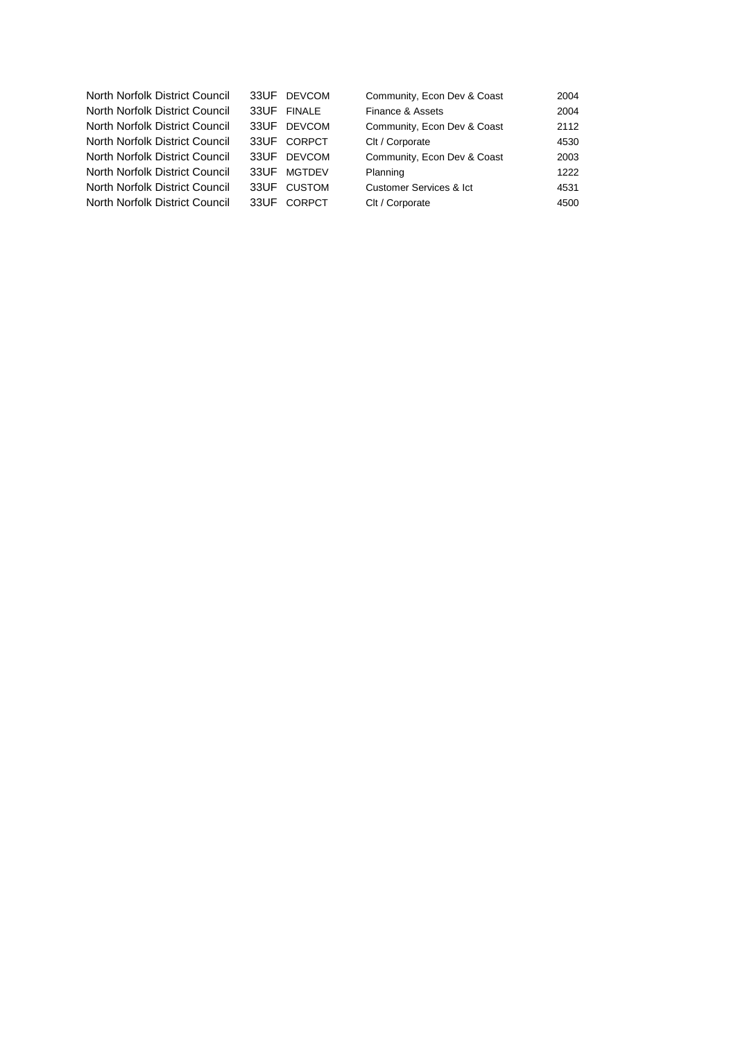| | | | | |
|---|---|---|---|---|
| North Norfolk District Council | 33UF | DEVCOM | Community, Econ Dev & Coast | 2004 |
| North Norfolk District Council | 33UF | FINALE | Finance & Assets | 2004 |
| North Norfolk District Council | 33UF | DEVCOM | Community, Econ Dev & Coast | 2112 |
| North Norfolk District Council | 33UF | CORPCT | Clt / Corporate | 4530 |
| North Norfolk District Council | 33UF | DEVCOM | Community, Econ Dev & Coast | 2003 |
| North Norfolk District Council | 33UF | MGTDEV | Planning | 1222 |
| North Norfolk District Council | 33UF | CUSTOM | Customer Services & Ict | 4531 |
| North Norfolk District Council | 33UF | CORPCT | Clt / Corporate | 4500 |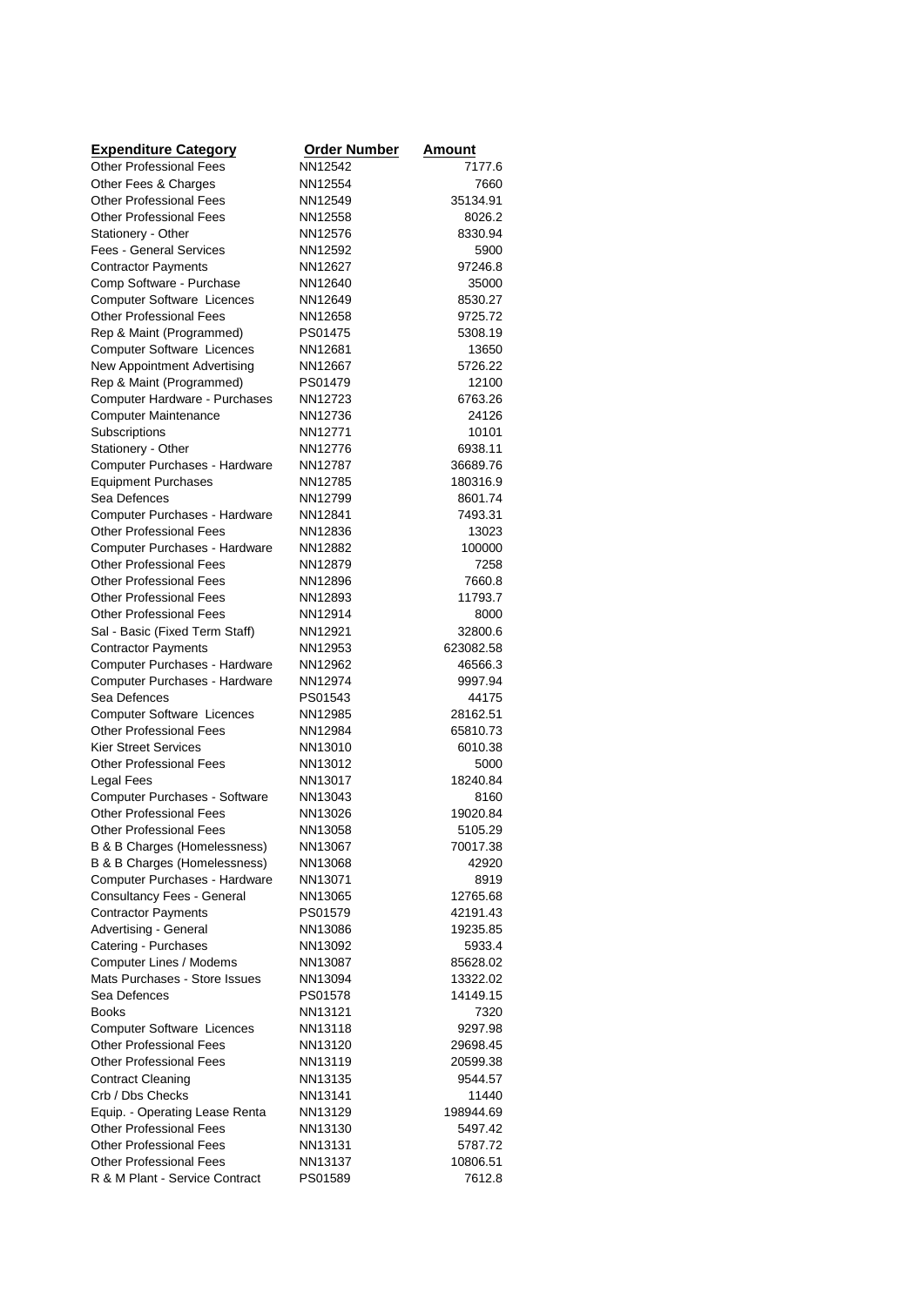| Expenditure Category | Order Number | Amount |
| --- | --- | --- |
| Other Professional Fees | NN12542 | 7177.6 |
| Other Fees & Charges | NN12554 | 7660 |
| Other Professional Fees | NN12549 | 35134.91 |
| Other Professional Fees | NN12558 | 8026.2 |
| Stationery - Other | NN12576 | 8330.94 |
| Fees - General Services | NN12592 | 5900 |
| Contractor Payments | NN12627 | 97246.8 |
| Comp Software - Purchase | NN12640 | 35000 |
| Computer Software Licences | NN12649 | 8530.27 |
| Other Professional Fees | NN12658 | 9725.72 |
| Rep & Maint (Programmed) | PS01475 | 5308.19 |
| Computer Software Licences | NN12681 | 13650 |
| New Appointment Advertising | NN12667 | 5726.22 |
| Rep & Maint (Programmed) | PS01479 | 12100 |
| Computer Hardware - Purchases | NN12723 | 6763.26 |
| Computer Maintenance | NN12736 | 24126 |
| Subscriptions | NN12771 | 10101 |
| Stationery - Other | NN12776 | 6938.11 |
| Computer Purchases - Hardware | NN12787 | 36689.76 |
| Equipment Purchases | NN12785 | 180316.9 |
| Sea Defences | NN12799 | 8601.74 |
| Computer Purchases - Hardware | NN12841 | 7493.31 |
| Other Professional Fees | NN12836 | 13023 |
| Computer Purchases - Hardware | NN12882 | 100000 |
| Other Professional Fees | NN12879 | 7258 |
| Other Professional Fees | NN12896 | 7660.8 |
| Other Professional Fees | NN12893 | 11793.7 |
| Other Professional Fees | NN12914 | 8000 |
| Sal - Basic (Fixed Term Staff) | NN12921 | 32800.6 |
| Contractor Payments | NN12953 | 623082.58 |
| Computer Purchases - Hardware | NN12962 | 46566.3 |
| Computer Purchases - Hardware | NN12974 | 9997.94 |
| Sea Defences | PS01543 | 44175 |
| Computer Software Licences | NN12985 | 28162.51 |
| Other Professional Fees | NN12984 | 65810.73 |
| Kier Street Services | NN13010 | 6010.38 |
| Other Professional Fees | NN13012 | 5000 |
| Legal Fees | NN13017 | 18240.84 |
| Computer Purchases - Software | NN13043 | 8160 |
| Other Professional Fees | NN13026 | 19020.84 |
| Other Professional Fees | NN13058 | 5105.29 |
| B & B Charges (Homelessness) | NN13067 | 70017.38 |
| B & B Charges (Homelessness) | NN13068 | 42920 |
| Computer Purchases - Hardware | NN13071 | 8919 |
| Consultancy Fees - General | NN13065 | 12765.68 |
| Contractor Payments | PS01579 | 42191.43 |
| Advertising - General | NN13086 | 19235.85 |
| Catering - Purchases | NN13092 | 5933.4 |
| Computer Lines / Modems | NN13087 | 85628.02 |
| Mats Purchases - Store Issues | NN13094 | 13322.02 |
| Sea Defences | PS01578 | 14149.15 |
| Books | NN13121 | 7320 |
| Computer Software Licences | NN13118 | 9297.98 |
| Other Professional Fees | NN13120 | 29698.45 |
| Other Professional Fees | NN13119 | 20599.38 |
| Contract Cleaning | NN13135 | 9544.57 |
| Crb / Dbs Checks | NN13141 | 11440 |
| Equip. - Operating Lease Renta | NN13129 | 198944.69 |
| Other Professional Fees | NN13130 | 5497.42 |
| Other Professional Fees | NN13131 | 5787.72 |
| Other Professional Fees | NN13137 | 10806.51 |
| R & M Plant - Service Contract | PS01589 | 7612.8 |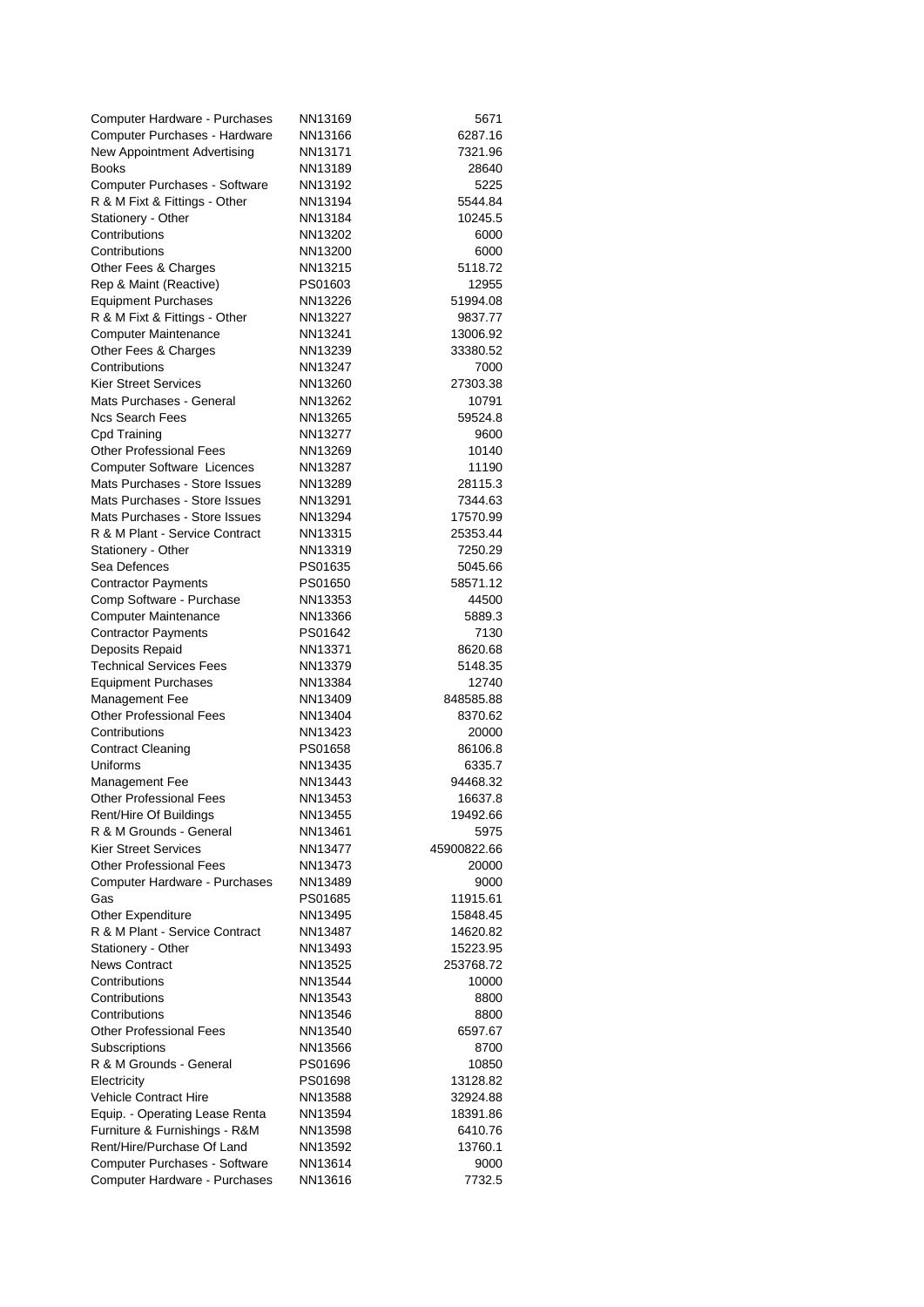| | | |
|---|---|---|
| Computer Hardware - Purchases | NN13169 | 5671 |
| Computer Purchases - Hardware | NN13166 | 6287.16 |
| New Appointment Advertising | NN13171 | 7321.96 |
| Books | NN13189 | 28640 |
| Computer Purchases - Software | NN13192 | 5225 |
| R & M Fixt & Fittings - Other | NN13194 | 5544.84 |
| Stationery - Other | NN13184 | 10245.5 |
| Contributions | NN13202 | 6000 |
| Contributions | NN13200 | 6000 |
| Other Fees & Charges | NN13215 | 5118.72 |
| Rep & Maint (Reactive) | PS01603 | 12955 |
| Equipment Purchases | NN13226 | 51994.08 |
| R & M Fixt & Fittings - Other | NN13227 | 9837.77 |
| Computer Maintenance | NN13241 | 13006.92 |
| Other Fees & Charges | NN13239 | 33380.52 |
| Contributions | NN13247 | 7000 |
| Kier Street Services | NN13260 | 27303.38 |
| Mats Purchases - General | NN13262 | 10791 |
| Ncs Search Fees | NN13265 | 59524.8 |
| Cpd Training | NN13277 | 9600 |
| Other Professional Fees | NN13269 | 10140 |
| Computer Software Licences | NN13287 | 11190 |
| Mats Purchases - Store Issues | NN13289 | 28115.3 |
| Mats Purchases - Store Issues | NN13291 | 7344.63 |
| Mats Purchases - Store Issues | NN13294 | 17570.99 |
| R & M Plant - Service Contract | NN13315 | 25353.44 |
| Stationery - Other | NN13319 | 7250.29 |
| Sea Defences | PS01635 | 5045.66 |
| Contractor Payments | PS01650 | 58571.12 |
| Comp Software - Purchase | NN13353 | 44500 |
| Computer Maintenance | NN13366 | 5889.3 |
| Contractor Payments | PS01642 | 7130 |
| Deposits Repaid | NN13371 | 8620.68 |
| Technical Services Fees | NN13379 | 5148.35 |
| Equipment Purchases | NN13384 | 12740 |
| Management Fee | NN13409 | 848585.88 |
| Other Professional Fees | NN13404 | 8370.62 |
| Contributions | NN13423 | 20000 |
| Contract Cleaning | PS01658 | 86106.8 |
| Uniforms | NN13435 | 6335.7 |
| Management Fee | NN13443 | 94468.32 |
| Other Professional Fees | NN13453 | 16637.8 |
| Rent/Hire Of Buildings | NN13455 | 19492.66 |
| R & M Grounds - General | NN13461 | 5975 |
| Kier Street Services | NN13477 | 45900822.66 |
| Other Professional Fees | NN13473 | 20000 |
| Computer Hardware - Purchases | NN13489 | 9000 |
| Gas | PS01685 | 11915.61 |
| Other Expenditure | NN13495 | 15848.45 |
| R & M Plant - Service Contract | NN13487 | 14620.82 |
| Stationery - Other | NN13493 | 15223.95 |
| News Contract | NN13525 | 253768.72 |
| Contributions | NN13544 | 10000 |
| Contributions | NN13543 | 8800 |
| Contributions | NN13546 | 8800 |
| Other Professional Fees | NN13540 | 6597.67 |
| Subscriptions | NN13566 | 8700 |
| R & M Grounds - General | PS01696 | 10850 |
| Electricity | PS01698 | 13128.82 |
| Vehicle Contract Hire | NN13588 | 32924.88 |
| Equip. - Operating Lease Renta | NN13594 | 18391.86 |
| Furniture & Furnishings - R&M | NN13598 | 6410.76 |
| Rent/Hire/Purchase Of Land | NN13592 | 13760.1 |
| Computer Purchases - Software | NN13614 | 9000 |
| Computer Hardware - Purchases | NN13616 | 7732.5 |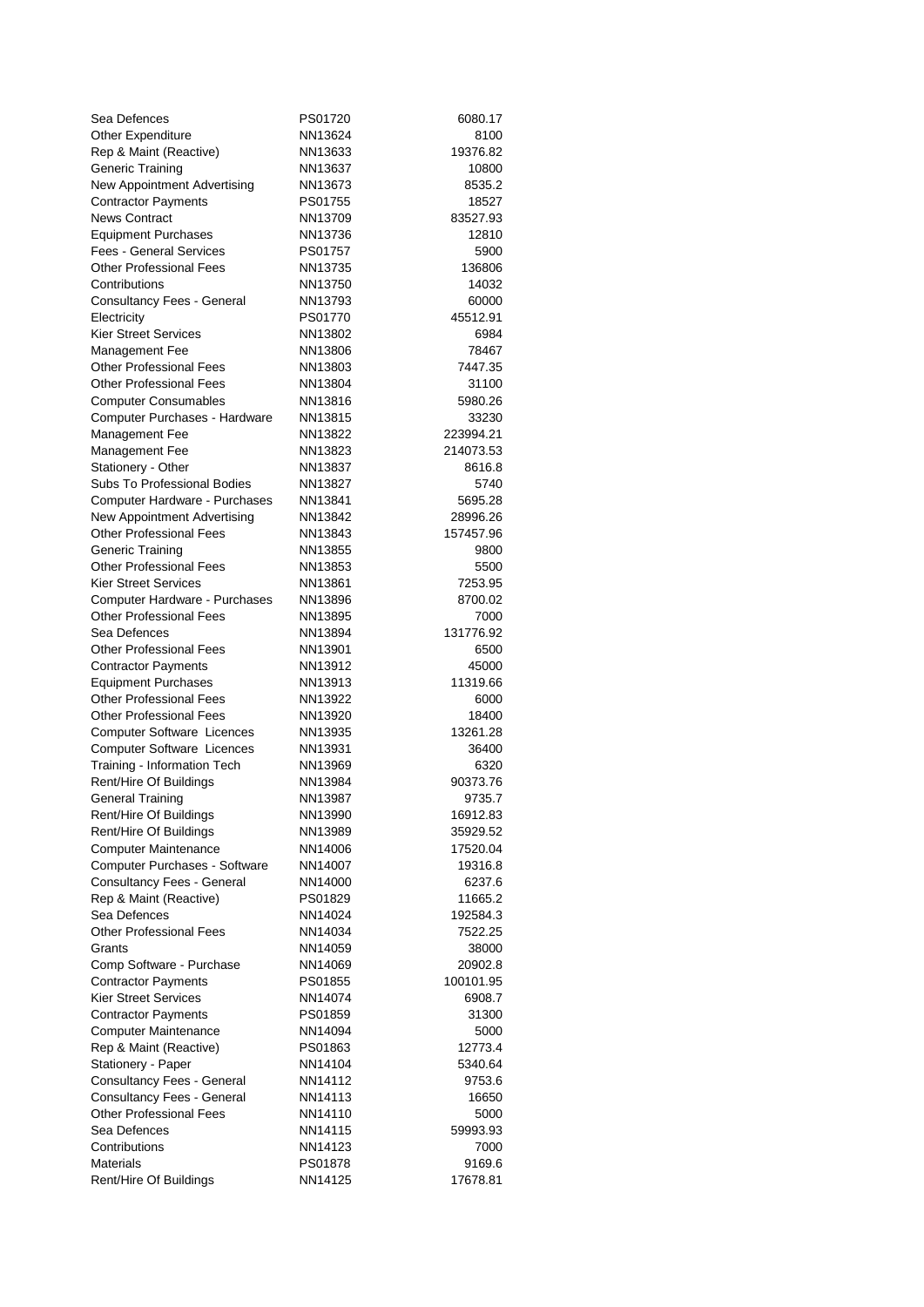| | | |
|---|---|---|
| Sea Defences | PS01720 | 6080.17 |
| Other Expenditure | NN13624 | 8100 |
| Rep & Maint (Reactive) | NN13633 | 19376.82 |
| Generic Training | NN13637 | 10800 |
| New Appointment Advertising | NN13673 | 8535.2 |
| Contractor Payments | PS01755 | 18527 |
| News Contract | NN13709 | 83527.93 |
| Equipment Purchases | NN13736 | 12810 |
| Fees - General Services | PS01757 | 5900 |
| Other Professional Fees | NN13735 | 136806 |
| Contributions | NN13750 | 14032 |
| Consultancy Fees - General | NN13793 | 60000 |
| Electricity | PS01770 | 45512.91 |
| Kier Street Services | NN13802 | 6984 |
| Management Fee | NN13806 | 78467 |
| Other Professional Fees | NN13803 | 7447.35 |
| Other Professional Fees | NN13804 | 31100 |
| Computer Consumables | NN13816 | 5980.26 |
| Computer Purchases - Hardware | NN13815 | 33230 |
| Management Fee | NN13822 | 223994.21 |
| Management Fee | NN13823 | 214073.53 |
| Stationery - Other | NN13837 | 8616.8 |
| Subs To Professional Bodies | NN13827 | 5740 |
| Computer Hardware - Purchases | NN13841 | 5695.28 |
| New Appointment Advertising | NN13842 | 28996.26 |
| Other Professional Fees | NN13843 | 157457.96 |
| Generic Training | NN13855 | 9800 |
| Other Professional Fees | NN13853 | 5500 |
| Kier Street Services | NN13861 | 7253.95 |
| Computer Hardware - Purchases | NN13896 | 8700.02 |
| Other Professional Fees | NN13895 | 7000 |
| Sea Defences | NN13894 | 131776.92 |
| Other Professional Fees | NN13901 | 6500 |
| Contractor Payments | NN13912 | 45000 |
| Equipment Purchases | NN13913 | 11319.66 |
| Other Professional Fees | NN13922 | 6000 |
| Other Professional Fees | NN13920 | 18400 |
| Computer Software Licences | NN13935 | 13261.28 |
| Computer Software Licences | NN13931 | 36400 |
| Training - Information Tech | NN13969 | 6320 |
| Rent/Hire Of Buildings | NN13984 | 90373.76 |
| General Training | NN13987 | 9735.7 |
| Rent/Hire Of Buildings | NN13990 | 16912.83 |
| Rent/Hire Of Buildings | NN13989 | 35929.52 |
| Computer Maintenance | NN14006 | 17520.04 |
| Computer Purchases - Software | NN14007 | 19316.8 |
| Consultancy Fees - General | NN14000 | 6237.6 |
| Rep & Maint (Reactive) | PS01829 | 11665.2 |
| Sea Defences | NN14024 | 192584.3 |
| Other Professional Fees | NN14034 | 7522.25 |
| Grants | NN14059 | 38000 |
| Comp Software - Purchase | NN14069 | 20902.8 |
| Contractor Payments | PS01855 | 100101.95 |
| Kier Street Services | NN14074 | 6908.7 |
| Contractor Payments | PS01859 | 31300 |
| Computer Maintenance | NN14094 | 5000 |
| Rep & Maint (Reactive) | PS01863 | 12773.4 |
| Stationery - Paper | NN14104 | 5340.64 |
| Consultancy Fees - General | NN14112 | 9753.6 |
| Consultancy Fees - General | NN14113 | 16650 |
| Other Professional Fees | NN14110 | 5000 |
| Sea Defences | NN14115 | 59993.93 |
| Contributions | NN14123 | 7000 |
| Materials | PS01878 | 9169.6 |
| Rent/Hire Of Buildings | NN14125 | 17678.81 |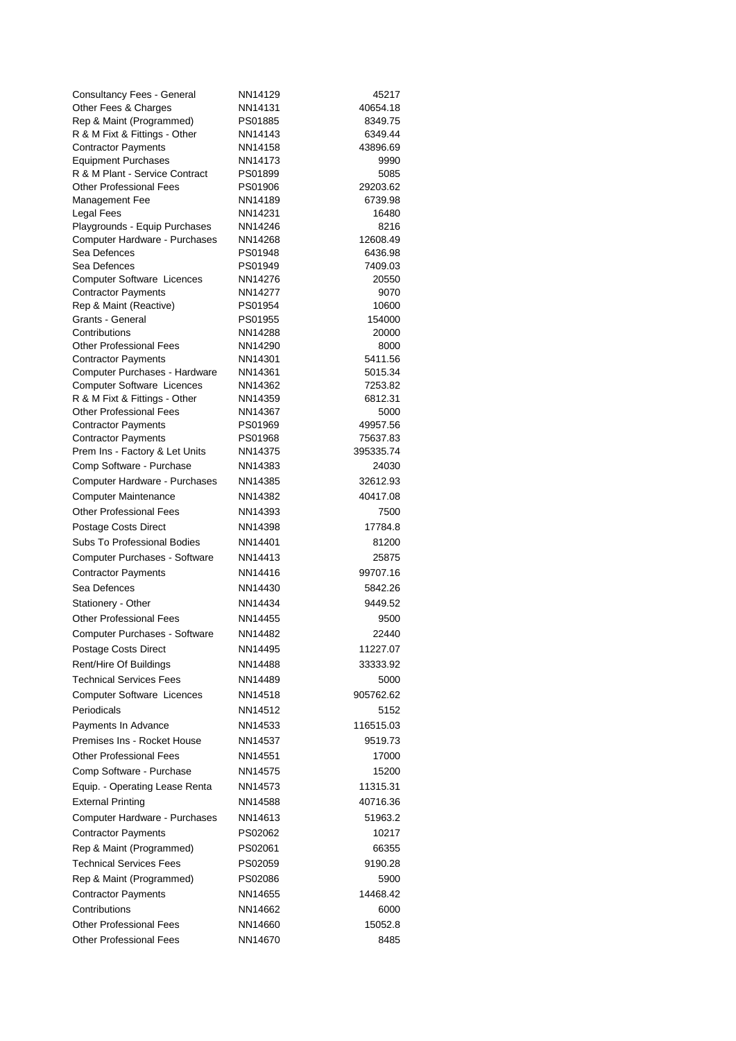| | | |
|---|---|---|
| Consultancy Fees - General | NN14129 | 45217 |
| Other Fees & Charges | NN14131 | 40654.18 |
| Rep & Maint (Programmed) | PS01885 | 8349.75 |
| R & M Fixt & Fittings - Other | NN14143 | 6349.44 |
| Contractor Payments | NN14158 | 43896.69 |
| Equipment Purchases | NN14173 | 9990 |
| R & M Plant - Service Contract | PS01899 | 5085 |
| Other Professional Fees | PS01906 | 29203.62 |
| Management Fee | NN14189 | 6739.98 |
| Legal Fees | NN14231 | 16480 |
| Playgrounds - Equip Purchases | NN14246 | 8216 |
| Computer Hardware - Purchases | NN14268 | 12608.49 |
| Sea Defences | PS01948 | 6436.98 |
| Sea Defences | PS01949 | 7409.03 |
| Computer Software Licences | NN14276 | 20550 |
| Contractor Payments | NN14277 | 9070 |
| Rep & Maint (Reactive) | PS01954 | 10600 |
| Grants - General | PS01955 | 154000 |
| Contributions | NN14288 | 20000 |
| Other Professional Fees | NN14290 | 8000 |
| Contractor Payments | NN14301 | 5411.56 |
| Computer Purchases - Hardware | NN14361 | 5015.34 |
| Computer Software Licences | NN14362 | 7253.82 |
| R & M Fixt & Fittings - Other | NN14359 | 6812.31 |
| Other Professional Fees | NN14367 | 5000 |
| Contractor Payments | PS01969 | 49957.56 |
| Contractor Payments | PS01968 | 75637.83 |
| Prem Ins - Factory & Let Units | NN14375 | 395335.74 |
| Comp Software - Purchase | NN14383 | 24030 |
| Computer Hardware - Purchases | NN14385 | 32612.93 |
| Computer Maintenance | NN14382 | 40417.08 |
| Other Professional Fees | NN14393 | 7500 |
| Postage Costs Direct | NN14398 | 17784.8 |
| Subs To Professional Bodies | NN14401 | 81200 |
| Computer Purchases - Software | NN14413 | 25875 |
| Contractor Payments | NN14416 | 99707.16 |
| Sea Defences | NN14430 | 5842.26 |
| Stationery - Other | NN14434 | 9449.52 |
| Other Professional Fees | NN14455 | 9500 |
| Computer Purchases - Software | NN14482 | 22440 |
| Postage Costs Direct | NN14495 | 11227.07 |
| Rent/Hire Of Buildings | NN14488 | 33333.92 |
| Technical Services Fees | NN14489 | 5000 |
| Computer Software Licences | NN14518 | 905762.62 |
| Periodicals | NN14512 | 5152 |
| Payments In Advance | NN14533 | 116515.03 |
| Premises Ins - Rocket House | NN14537 | 9519.73 |
| Other Professional Fees | NN14551 | 17000 |
| Comp Software - Purchase | NN14575 | 15200 |
| Equip. - Operating Lease Renta | NN14573 | 11315.31 |
| External Printing | NN14588 | 40716.36 |
| Computer Hardware - Purchases | NN14613 | 51963.2 |
| Contractor Payments | PS02062 | 10217 |
| Rep & Maint (Programmed) | PS02061 | 66355 |
| Technical Services Fees | PS02059 | 9190.28 |
| Rep & Maint (Programmed) | PS02086 | 5900 |
| Contractor Payments | NN14655 | 14468.42 |
| Contributions | NN14662 | 6000 |
| Other Professional Fees | NN14660 | 15052.8 |
| Other Professional Fees | NN14670 | 8485 |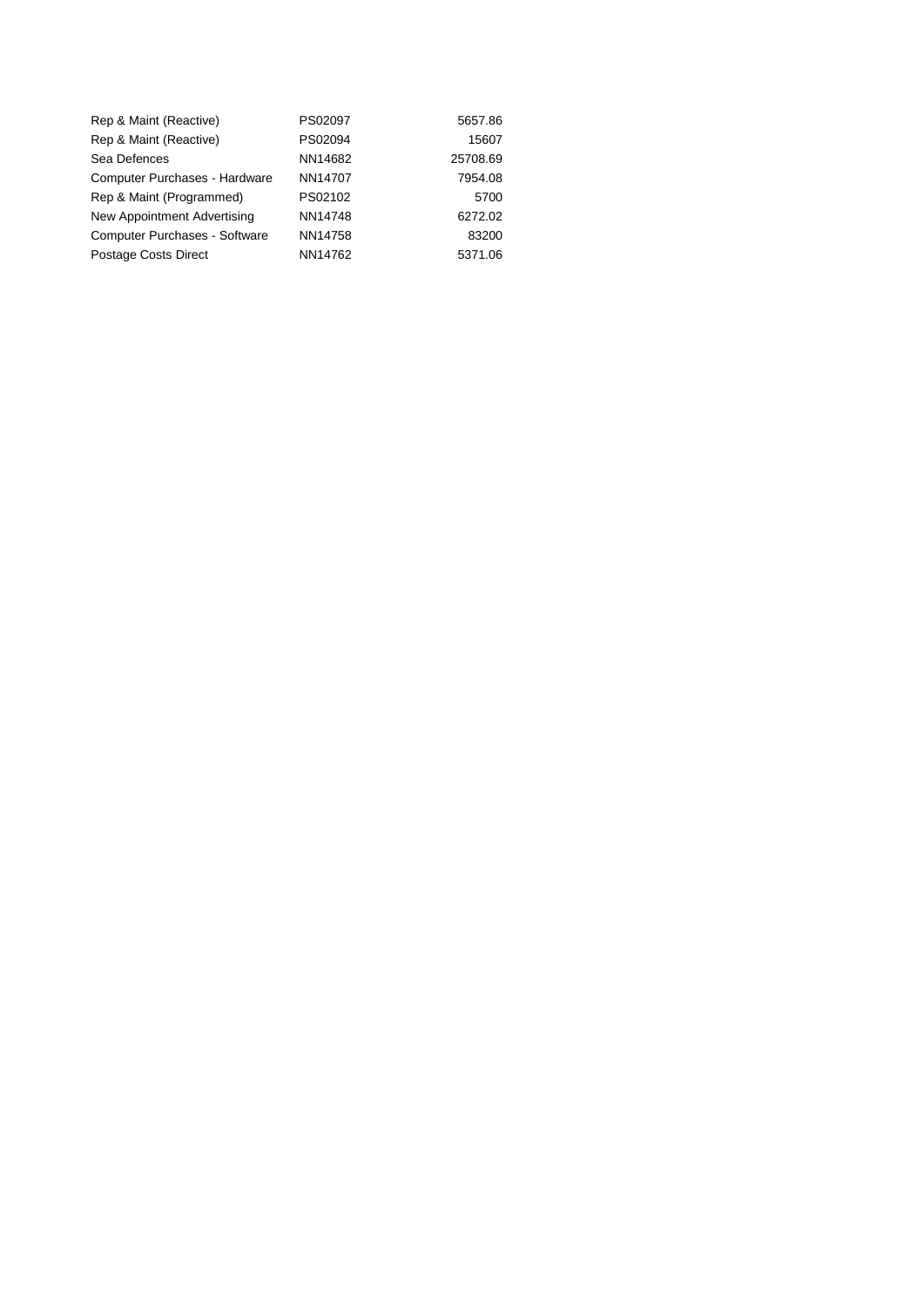| | | |
|---|---|---|
| Rep & Maint (Reactive) | PS02097 | 5657.86 |
| Rep & Maint (Reactive) | PS02094 | 15607 |
| Sea Defences | NN14682 | 25708.69 |
| Computer Purchases - Hardware | NN14707 | 7954.08 |
| Rep & Maint (Programmed) | PS02102 | 5700 |
| New Appointment Advertising | NN14748 | 6272.02 |
| Computer Purchases - Software | NN14758 | 83200 |
| Postage Costs Direct | NN14762 | 5371.06 |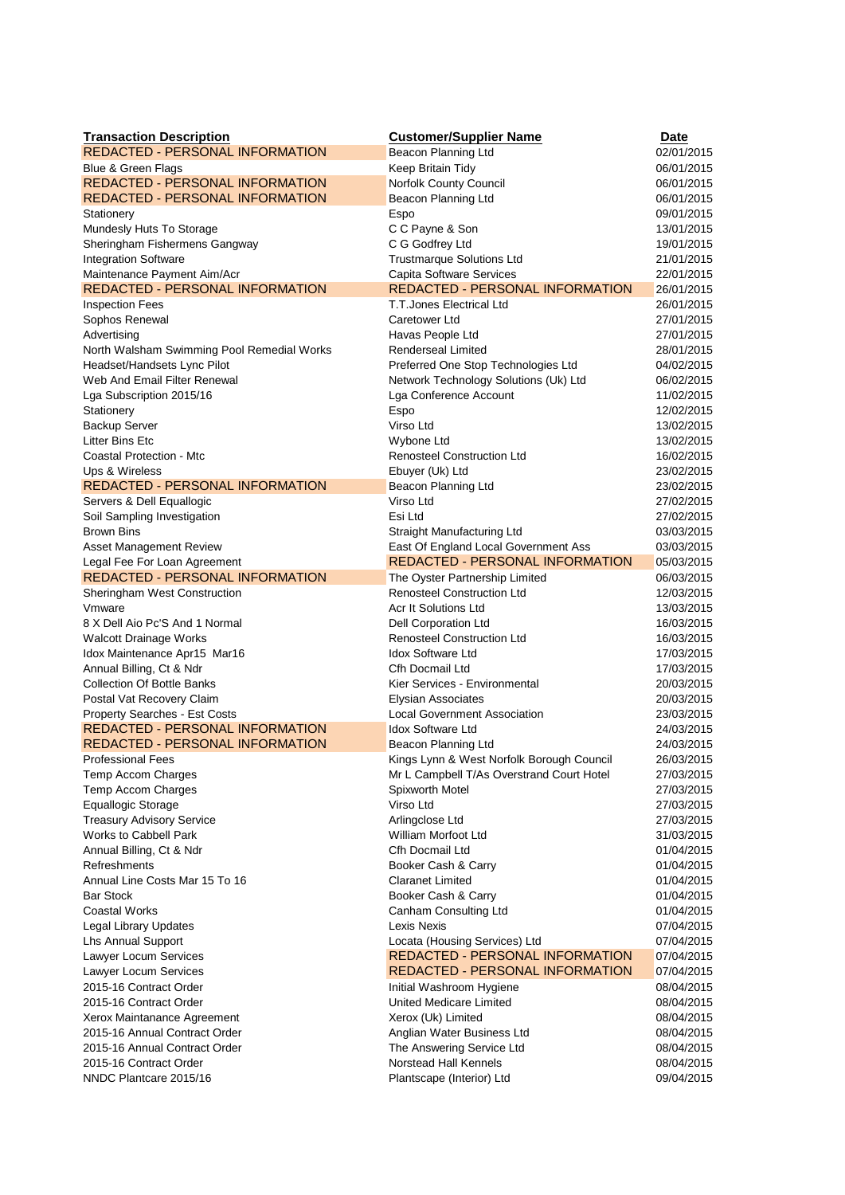| Transaction Description | Customer/Supplier Name | Date |
|---|---|---|
| REDACTED - PERSONAL INFORMATION | Beacon Planning Ltd | 02/01/2015 |
| Blue & Green Flags | Keep Britain Tidy | 06/01/2015 |
| REDACTED - PERSONAL INFORMATION | Norfolk County Council | 06/01/2015 |
| REDACTED - PERSONAL INFORMATION | Beacon Planning Ltd | 06/01/2015 |
| Stationery | Espo | 09/01/2015 |
| Mundesly Huts To Storage | C C Payne & Son | 13/01/2015 |
| Sheringham Fishermens Gangway | C G Godfrey Ltd | 19/01/2015 |
| Integration Software | Trustmarque Solutions Ltd | 21/01/2015 |
| Maintenance Payment Aim/Acr | Capita Software Services | 22/01/2015 |
| REDACTED - PERSONAL INFORMATION | REDACTED - PERSONAL INFORMATION | 26/01/2015 |
| Inspection Fees | T.T.Jones Electrical Ltd | 26/01/2015 |
| Sophos Renewal | Caretower Ltd | 27/01/2015 |
| Advertising | Havas People Ltd | 27/01/2015 |
| North Walsham Swimming Pool Remedial Works | Renderseal Limited | 28/01/2015 |
| Headset/Handsets Lync Pilot | Preferred One Stop Technologies Ltd | 04/02/2015 |
| Web And Email Filter Renewal | Network Technology Solutions (Uk) Ltd | 06/02/2015 |
| Lga Subscription 2015/16 | Lga Conference Account | 11/02/2015 |
| Stationery | Espo | 12/02/2015 |
| Backup Server | Virso Ltd | 13/02/2015 |
| Litter Bins Etc | Wybone Ltd | 13/02/2015 |
| Coastal Protection - Mtc | Renosteel Construction Ltd | 16/02/2015 |
| Ups & Wireless | Ebuyer (Uk) Ltd | 23/02/2015 |
| REDACTED - PERSONAL INFORMATION | Beacon Planning Ltd | 23/02/2015 |
| Servers & Dell Equallogic | Virso Ltd | 27/02/2015 |
| Soil Sampling Investigation | Esi Ltd | 27/02/2015 |
| Brown Bins | Straight Manufacturing Ltd | 03/03/2015 |
| Asset Management Review | East Of England Local Government Ass | 03/03/2015 |
| Legal Fee For Loan Agreement | REDACTED - PERSONAL INFORMATION | 05/03/2015 |
| REDACTED - PERSONAL INFORMATION | The Oyster Partnership Limited | 06/03/2015 |
| Sheringham West Construction | Renosteel Construction Ltd | 12/03/2015 |
| Vmware | Acr It Solutions Ltd | 13/03/2015 |
| 8 X Dell Aio Pc'S And 1 Normal | Dell Corporation Ltd | 16/03/2015 |
| Walcott Drainage Works | Renosteel Construction Ltd | 16/03/2015 |
| Idox Maintenance Apr15 Mar16 | Idox Software Ltd | 17/03/2015 |
| Annual Billing, Ct & Ndr | Cfh Docmail Ltd | 17/03/2015 |
| Collection Of Bottle Banks | Kier Services - Environmental | 20/03/2015 |
| Postal Vat Recovery Claim | Elysian Associates | 20/03/2015 |
| Property Searches - Est Costs | Local Government Association | 23/03/2015 |
| REDACTED - PERSONAL INFORMATION | Idox Software Ltd | 24/03/2015 |
| REDACTED - PERSONAL INFORMATION | Beacon Planning Ltd | 24/03/2015 |
| Professional Fees | Kings Lynn & West Norfolk Borough Council | 26/03/2015 |
| Temp Accom Charges | Mr L Campbell T/As Overstrand Court Hotel | 27/03/2015 |
| Temp Accom Charges | Spixworth Motel | 27/03/2015 |
| Equallogic Storage | Virso Ltd | 27/03/2015 |
| Treasury Advisory Service | Arlingclose Ltd | 27/03/2015 |
| Works to Cabbell Park | William Morfoot Ltd | 31/03/2015 |
| Annual Billing, Ct & Ndr | Cfh Docmail Ltd | 01/04/2015 |
| Refreshments | Booker Cash & Carry | 01/04/2015 |
| Annual Line Costs Mar 15 To 16 | Claranet Limited | 01/04/2015 |
| Bar Stock | Booker Cash & Carry | 01/04/2015 |
| Coastal Works | Canham Consulting Ltd | 01/04/2015 |
| Legal Library Updates | Lexis Nexis | 07/04/2015 |
| Lhs Annual Support | Locata (Housing Services) Ltd | 07/04/2015 |
| Lawyer Locum Services | REDACTED - PERSONAL INFORMATION | 07/04/2015 |
| Lawyer Locum Services | REDACTED - PERSONAL INFORMATION | 07/04/2015 |
| 2015-16 Contract Order | Initial Washroom Hygiene | 08/04/2015 |
| 2015-16 Contract Order | United Medicare Limited | 08/04/2015 |
| Xerox Maintanance Agreement | Xerox (Uk) Limited | 08/04/2015 |
| 2015-16 Annual Contract Order | Anglian Water Business Ltd | 08/04/2015 |
| 2015-16 Annual Contract Order | The Answering Service Ltd | 08/04/2015 |
| 2015-16 Contract Order | Norstead Hall Kennels | 08/04/2015 |
| NNDC Plantcare 2015/16 | Plantscape (Interior) Ltd | 09/04/2015 |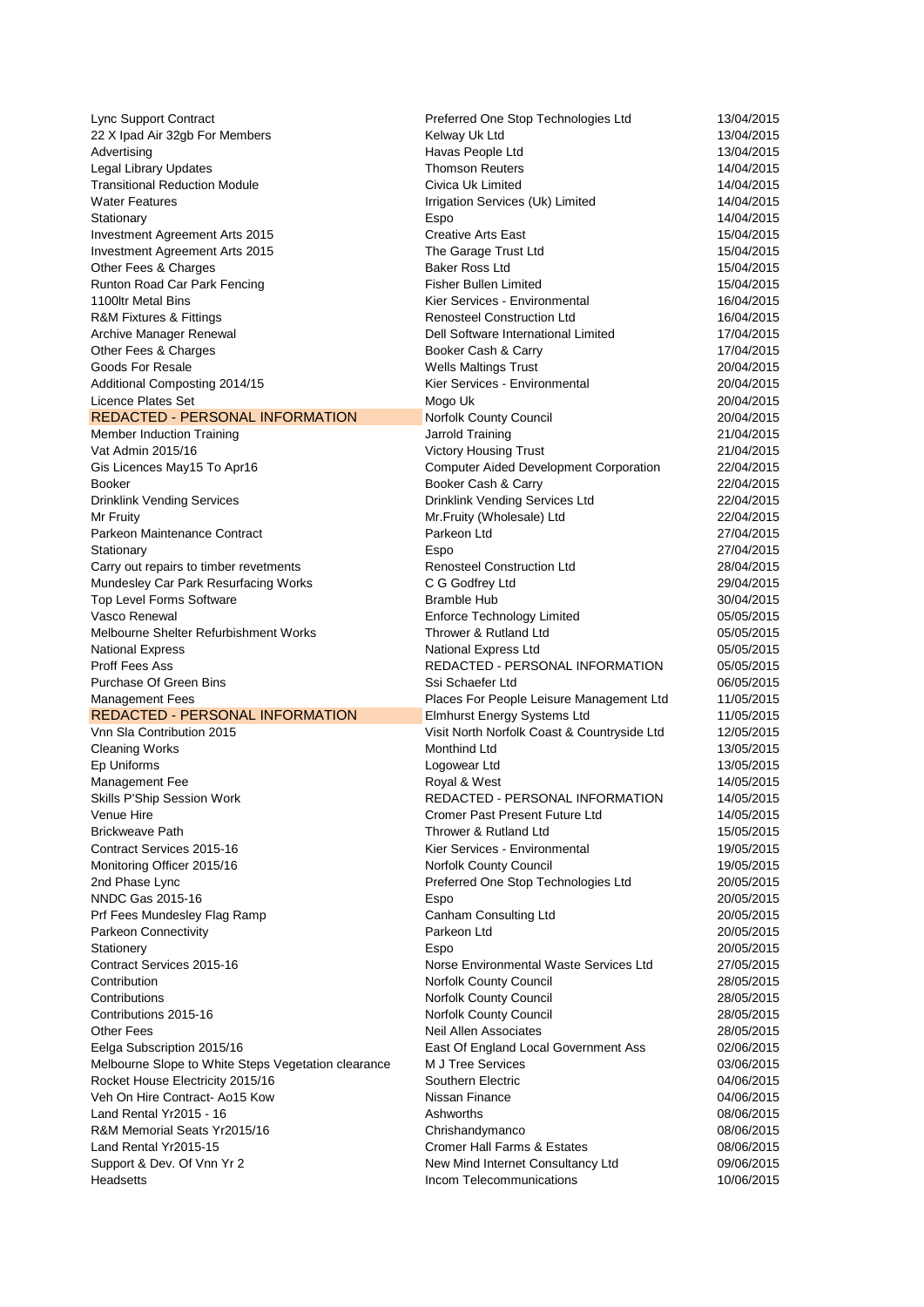| | | |
|---|---|---|
| Lync Support Contract | Preferred One Stop Technologies Ltd | 13/04/2015 |
| 22 X Ipad Air 32gb For Members | Kelway Uk Ltd | 13/04/2015 |
| Advertising | Havas People Ltd | 13/04/2015 |
| Legal Library Updates | Thomson Reuters | 14/04/2015 |
| Transitional Reduction Module | Civica Uk Limited | 14/04/2015 |
| Water Features | Irrigation Services (Uk) Limited | 14/04/2015 |
| Stationary | Espo | 14/04/2015 |
| Investment Agreement Arts 2015 | Creative Arts East | 15/04/2015 |
| Investment Agreement Arts 2015 | The Garage Trust Ltd | 15/04/2015 |
| Other Fees & Charges | Baker Ross Ltd | 15/04/2015 |
| Runton Road Car Park Fencing | Fisher Bullen Limited | 15/04/2015 |
| 1100ltr Metal Bins | Kier Services - Environmental | 16/04/2015 |
| R&M Fixtures & Fittings | Renosteel Construction Ltd | 16/04/2015 |
| Archive Manager Renewal | Dell Software International Limited | 17/04/2015 |
| Other Fees & Charges | Booker Cash & Carry | 17/04/2015 |
| Goods For Resale | Wells Maltings Trust | 20/04/2015 |
| Additional Composting 2014/15 | Kier Services - Environmental | 20/04/2015 |
| Licence Plates Set | Mogo Uk | 20/04/2015 |
| REDACTED - PERSONAL INFORMATION | Norfolk County Council | 20/04/2015 |
| Member Induction Training | Jarrold Training | 21/04/2015 |
| Vat Admin 2015/16 | Victory Housing Trust | 21/04/2015 |
| Gis Licences May15 To Apr16 | Computer Aided Development Corporation | 22/04/2015 |
| Booker | Booker Cash & Carry | 22/04/2015 |
| Drinklink Vending Services | Drinklink Vending Services Ltd | 22/04/2015 |
| Mr Fruity | Mr.Fruity (Wholesale) Ltd | 22/04/2015 |
| Parkeon Maintenance Contract | Parkeon Ltd | 27/04/2015 |
| Stationary | Espo | 27/04/2015 |
| Carry out repairs to timber revetments | Renosteel Construction Ltd | 28/04/2015 |
| Mundesley Car Park Resurfacing Works | C G Godfrey Ltd | 29/04/2015 |
| Top Level Forms Software | Bramble Hub | 30/04/2015 |
| Vasco Renewal | Enforce Technology Limited | 05/05/2015 |
| Melbourne Shelter Refurbishment Works | Thrower & Rutland Ltd | 05/05/2015 |
| National Express | National Express Ltd | 05/05/2015 |
| Proff Fees Ass | REDACTED - PERSONAL INFORMATION | 05/05/2015 |
| Purchase Of Green Bins | Ssi Schaefer Ltd | 06/05/2015 |
| Management Fees | Places For People Leisure Management Ltd | 11/05/2015 |
| REDACTED - PERSONAL INFORMATION | Elmhurst Energy Systems Ltd | 11/05/2015 |
| Vnn Sla Contribution 2015 | Visit North Norfolk Coast & Countryside Ltd | 12/05/2015 |
| Cleaning Works | Monthind Ltd | 13/05/2015 |
| Ep Uniforms | Logowear Ltd | 13/05/2015 |
| Management Fee | Royal & West | 14/05/2015 |
| Skills P'Ship Session Work | REDACTED - PERSONAL INFORMATION | 14/05/2015 |
| Venue Hire | Cromer Past Present Future Ltd | 14/05/2015 |
| Brickweave Path | Thrower & Rutland Ltd | 15/05/2015 |
| Contract Services 2015-16 | Kier Services - Environmental | 19/05/2015 |
| Monitoring Officer 2015/16 | Norfolk County Council | 19/05/2015 |
| 2nd Phase Lync | Preferred One Stop Technologies Ltd | 20/05/2015 |
| NNDC Gas 2015-16 | Espo | 20/05/2015 |
| Prf Fees Mundesley Flag Ramp | Canham Consulting Ltd | 20/05/2015 |
| Parkeon Connectivity | Parkeon Ltd | 20/05/2015 |
| Stationery | Espo | 20/05/2015 |
| Contract Services 2015-16 | Norse Environmental Waste Services Ltd | 27/05/2015 |
| Contribution | Norfolk County Council | 28/05/2015 |
| Contributions | Norfolk County Council | 28/05/2015 |
| Contributions 2015-16 | Norfolk County Council | 28/05/2015 |
| Other Fees | Neil Allen Associates | 28/05/2015 |
| Eelga Subscription 2015/16 | East Of England Local Government Ass | 02/06/2015 |
| Melbourne Slope to White Steps Vegetation clearance | M J Tree Services | 03/06/2015 |
| Rocket House Electricity 2015/16 | Southern Electric | 04/06/2015 |
| Veh On Hire Contract- Ao15 Kow | Nissan Finance | 04/06/2015 |
| Land Rental Yr2015 - 16 | Ashworths | 08/06/2015 |
| R&M Memorial Seats Yr2015/16 | Chrishandymanco | 08/06/2015 |
| Land Rental Yr2015-15 | Cromer Hall Farms & Estates | 08/06/2015 |
| Support & Dev. Of Vnn Yr 2 | New Mind Internet Consultancy Ltd | 09/06/2015 |
| Headsetts | Incom Telecommunications | 10/06/2015 |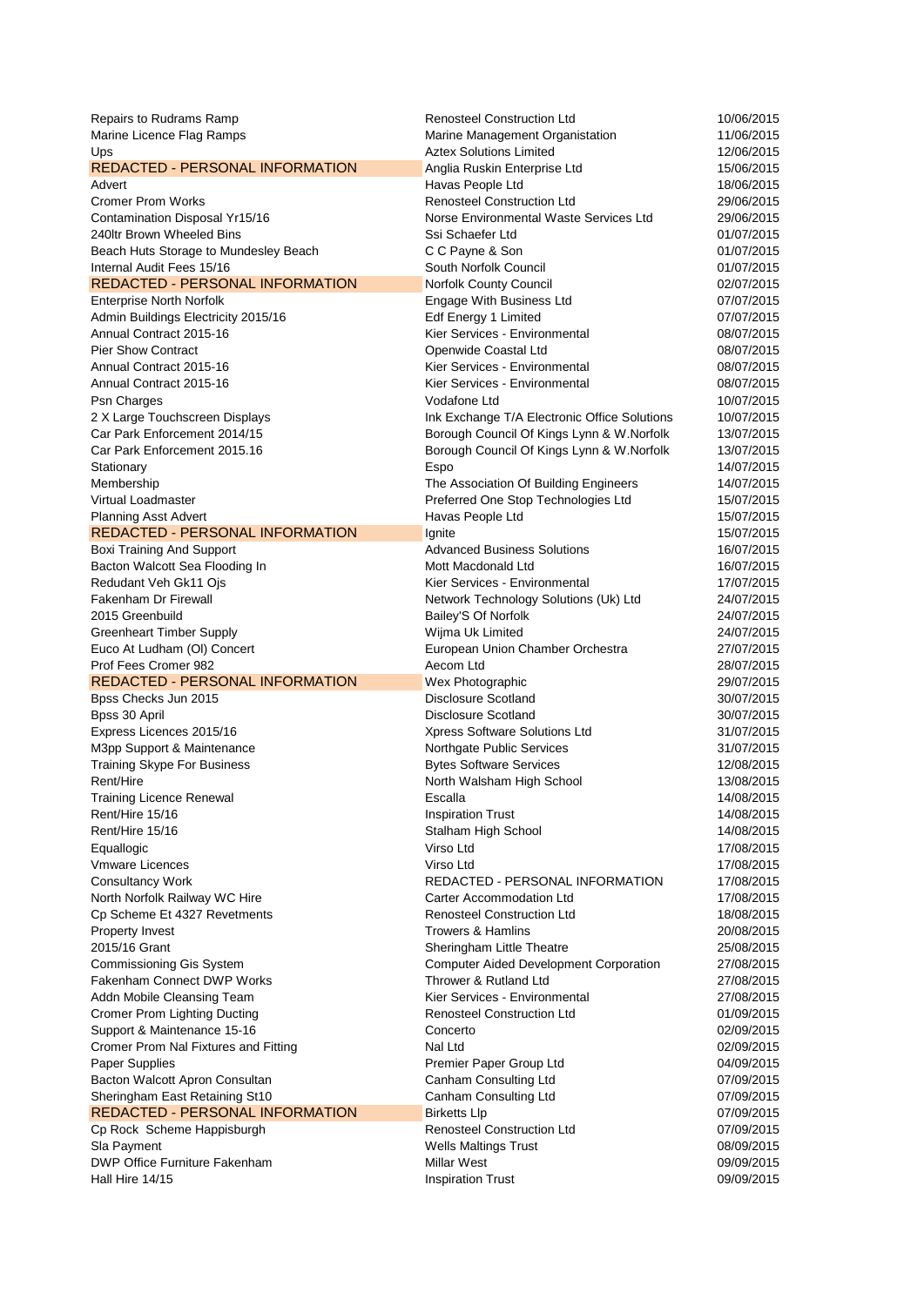| | | |
|---|---|---|
| Repairs to Rudrams Ramp | Renosteel Construction Ltd | 10/06/2015 |
| Marine Licence Flag Ramps | Marine Management Organistation | 11/06/2015 |
| Ups | Aztex Solutions Limited | 12/06/2015 |
| REDACTED - PERSONAL INFORMATION | Anglia Ruskin Enterprise Ltd | 15/06/2015 |
| Advert | Havas People Ltd | 18/06/2015 |
| Cromer Prom Works | Renosteel Construction Ltd | 29/06/2015 |
| Contamination Disposal Yr15/16 | Norse Environmental Waste Services Ltd | 29/06/2015 |
| 240ltr Brown Wheeled Bins | Ssi Schaefer Ltd | 01/07/2015 |
| Beach Huts Storage to Mundesley Beach | C C Payne & Son | 01/07/2015 |
| Internal Audit Fees 15/16 | South Norfolk Council | 01/07/2015 |
| REDACTED - PERSONAL INFORMATION | Norfolk County Council | 02/07/2015 |
| Enterprise North Norfolk | Engage With Business Ltd | 07/07/2015 |
| Admin Buildings Electricity 2015/16 | Edf Energy 1 Limited | 07/07/2015 |
| Annual Contract 2015-16 | Kier Services - Environmental | 08/07/2015 |
| Pier Show Contract | Openwide Coastal Ltd | 08/07/2015 |
| Annual Contract 2015-16 | Kier Services - Environmental | 08/07/2015 |
| Annual Contract 2015-16 | Kier Services - Environmental | 08/07/2015 |
| Psn Charges | Vodafone Ltd | 10/07/2015 |
| 2 X Large Touchscreen Displays | Ink Exchange T/A Electronic Office Solutions | 10/07/2015 |
| Car Park Enforcement 2014/15 | Borough Council Of Kings Lynn & W.Norfolk | 13/07/2015 |
| Car Park Enforcement 2015.16 | Borough Council Of Kings Lynn & W.Norfolk | 13/07/2015 |
| Stationary | Espo | 14/07/2015 |
| Membership | The Association Of Building Engineers | 14/07/2015 |
| Virtual Loadmaster | Preferred One Stop Technologies Ltd | 15/07/2015 |
| Planning Asst Advert | Havas People Ltd | 15/07/2015 |
| REDACTED - PERSONAL INFORMATION | Ignite | 15/07/2015 |
| Boxi Training And Support | Advanced Business Solutions | 16/07/2015 |
| Bacton Walcott Sea Flooding In | Mott Macdonald Ltd | 16/07/2015 |
| Redudant Veh Gk11 Ojs | Kier Services - Environmental | 17/07/2015 |
| Fakenham Dr Firewall | Network Technology Solutions (Uk) Ltd | 24/07/2015 |
| 2015 Greenbuild | Bailey'S Of Norfolk | 24/07/2015 |
| Greenheart Timber Supply | Wijma Uk Limited | 24/07/2015 |
| Euco At Ludham (Ol) Concert | European Union Chamber Orchestra | 27/07/2015 |
| Prof Fees Cromer 982 | Aecom Ltd | 28/07/2015 |
| REDACTED - PERSONAL INFORMATION | Wex Photographic | 29/07/2015 |
| Bpss Checks Jun 2015 | Disclosure Scotland | 30/07/2015 |
| Bpss 30 April | Disclosure Scotland | 30/07/2015 |
| Express Licences 2015/16 | Xpress Software Solutions Ltd | 31/07/2015 |
| M3pp Support & Maintenance | Northgate Public Services | 31/07/2015 |
| Training Skype For Business | Bytes Software Services | 12/08/2015 |
| Rent/Hire | North Walsham High School | 13/08/2015 |
| Training Licence Renewal | Escalla | 14/08/2015 |
| Rent/Hire 15/16 | Inspiration Trust | 14/08/2015 |
| Rent/Hire 15/16 | Stalham High School | 14/08/2015 |
| Equallogic | Virso Ltd | 17/08/2015 |
| Vmware Licences | Virso Ltd | 17/08/2015 |
| Consultancy Work | REDACTED - PERSONAL INFORMATION | 17/08/2015 |
| North Norfolk Railway WC Hire | Carter Accommodation Ltd | 17/08/2015 |
| Cp Scheme Et 4327 Revetments | Renosteel Construction Ltd | 18/08/2015 |
| Property Invest | Trowers & Hamlins | 20/08/2015 |
| 2015/16 Grant | Sheringham Little Theatre | 25/08/2015 |
| Commissioning Gis System | Computer Aided Development Corporation | 27/08/2015 |
| Fakenham Connect DWP Works | Thrower & Rutland Ltd | 27/08/2015 |
| Addn Mobile Cleansing Team | Kier Services - Environmental | 27/08/2015 |
| Cromer Prom Lighting Ducting | Renosteel Construction Ltd | 01/09/2015 |
| Support & Maintenance 15-16 | Concerto | 02/09/2015 |
| Cromer Prom Nal Fixtures and Fitting | Nal Ltd | 02/09/2015 |
| Paper Supplies | Premier Paper Group Ltd | 04/09/2015 |
| Bacton Walcott Apron Consultan | Canham Consulting Ltd | 07/09/2015 |
| Sheringham East Retaining St10 | Canham Consulting Ltd | 07/09/2015 |
| REDACTED - PERSONAL INFORMATION | Birketts Llp | 07/09/2015 |
| Cp Rock Scheme Happisburgh | Renosteel Construction Ltd | 07/09/2015 |
| Sla Payment | Wells Maltings Trust | 08/09/2015 |
| DWP Office Furniture Fakenham | Millar West | 09/09/2015 |
| Hall Hire 14/15 | Inspiration Trust | 09/09/2015 |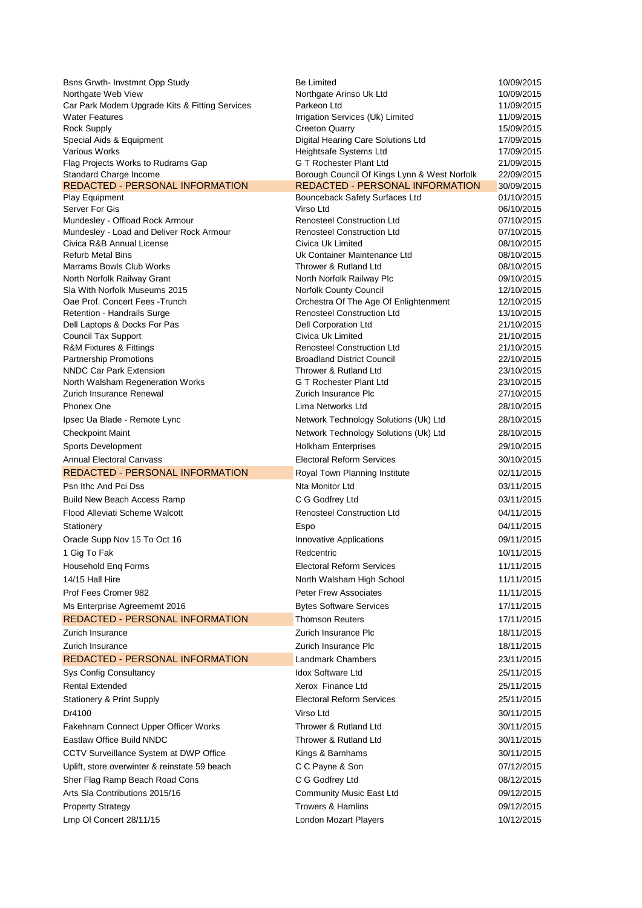| | | |
|---|---|---|
| Bsns Grwth- Invstmnt Opp Study | Be Limited | 10/09/2015 |
| Northgate Web View | Northgate Arinso Uk Ltd | 10/09/2015 |
| Car Park Modem Upgrade Kits & Fitting Services | Parkeon Ltd | 11/09/2015 |
| Water Features | Irrigation Services (Uk) Limited | 11/09/2015 |
| Rock Supply | Creeton Quarry | 15/09/2015 |
| Special Aids & Equipment | Digital Hearing Care Solutions Ltd | 17/09/2015 |
| Various Works | Heightsafe Systems Ltd | 17/09/2015 |
| Flag Projects Works to Rudrams Gap | G T Rochester Plant Ltd | 21/09/2015 |
| Standard Charge Income | Borough Council Of Kings Lynn & West Norfolk | 22/09/2015 |
| REDACTED - PERSONAL INFORMATION | REDACTED - PERSONAL INFORMATION | 30/09/2015 |
| Play Equipment | Bounceback Safety Surfaces Ltd | 01/10/2015 |
| Server For Gis | Virso Ltd | 06/10/2015 |
| Mundesley - Offload Rock Armour | Renosteel Construction Ltd | 07/10/2015 |
| Mundesley - Load and Deliver Rock Armour | Renosteel Construction Ltd | 07/10/2015 |
| Civica R&B Annual License | Civica Uk Limited | 08/10/2015 |
| Refurb Metal Bins | Uk Container Maintenance Ltd | 08/10/2015 |
| Marrams Bowls Club Works | Thrower & Rutland Ltd | 08/10/2015 |
| North Norfolk Railway Grant | North Norfolk Railway Plc | 09/10/2015 |
| Sla With Norfolk Museums 2015 | Norfolk County Council | 12/10/2015 |
| Oae Prof. Concert Fees -Trunch | Orchestra Of The Age Of Enlightenment | 12/10/2015 |
| Retention - Handrails Surge | Renosteel Construction Ltd | 13/10/2015 |
| Dell Laptops & Docks For Pas | Dell Corporation Ltd | 21/10/2015 |
| Council Tax Support | Civica Uk Limited | 21/10/2015 |
| R&M Fixtures & Fittings | Renosteel Construction Ltd | 21/10/2015 |
| Partnership Promotions | Broadland District Council | 22/10/2015 |
| NNDC Car Park Extension | Thrower & Rutland Ltd | 23/10/2015 |
| North Walsham Regeneration Works | G T Rochester Plant Ltd | 23/10/2015 |
| Zurich Insurance Renewal | Zurich Insurance Plc | 27/10/2015 |
| Phonex One | Lima Networks Ltd | 28/10/2015 |
| Ipsec Ua Blade - Remote Lync | Network Technology Solutions (Uk) Ltd | 28/10/2015 |
| Checkpoint Maint | Network Technology Solutions (Uk) Ltd | 28/10/2015 |
| Sports Development | Holkham Enterprises | 29/10/2015 |
| Annual Electoral Canvass | Electoral Reform Services | 30/10/2015 |
| REDACTED - PERSONAL INFORMATION | Royal Town Planning Institute | 02/11/2015 |
| Psn Ithc And Pci Dss | Nta Monitor Ltd | 03/11/2015 |
| Build New Beach Access Ramp | C G Godfrey Ltd | 03/11/2015 |
| Flood Alleviati Scheme Walcott | Renosteel Construction Ltd | 04/11/2015 |
| Stationery | Espo | 04/11/2015 |
| Oracle Supp Nov 15 To Oct 16 | Innovative Applications | 09/11/2015 |
| 1 Gig To Fak | Redcentric | 10/11/2015 |
| Household Enq Forms | Electoral Reform Services | 11/11/2015 |
| 14/15 Hall Hire | North Walsham High School | 11/11/2015 |
| Prof Fees Cromer 982 | Peter Frew Associates | 11/11/2015 |
| Ms Enterprise Agreememt 2016 | Bytes Software Services | 17/11/2015 |
| REDACTED - PERSONAL INFORMATION | Thomson Reuters | 17/11/2015 |
| Zurich Insurance | Zurich Insurance Plc | 18/11/2015 |
| Zurich Insurance | Zurich Insurance Plc | 18/11/2015 |
| REDACTED - PERSONAL INFORMATION | Landmark Chambers | 23/11/2015 |
| Sys Config Consultancy | Idox Software Ltd | 25/11/2015 |
| Rental Extended | Xerox Finance Ltd | 25/11/2015 |
| Stationery & Print Supply | Electoral Reform Services | 25/11/2015 |
| Dr4100 | Virso Ltd | 30/11/2015 |
| Fakehnam Connect Upper Officer Works | Thrower & Rutland Ltd | 30/11/2015 |
| Eastlaw Office Build NNDC | Thrower & Rutland Ltd | 30/11/2015 |
| CCTV Surveillance System at DWP Office | Kings & Barnhams | 30/11/2015 |
| Uplift, store overwinter & reinstate 59 beach | C C Payne & Son | 07/12/2015 |
| Sher Flag Ramp Beach Road Cons | C G Godfrey Ltd | 08/12/2015 |
| Arts Sla Contributions 2015/16 | Community Music East Ltd | 09/12/2015 |
| Property Strategy | Trowers & Hamlins | 09/12/2015 |
| Lmp Ol Concert 28/11/15 | London Mozart Players | 10/12/2015 |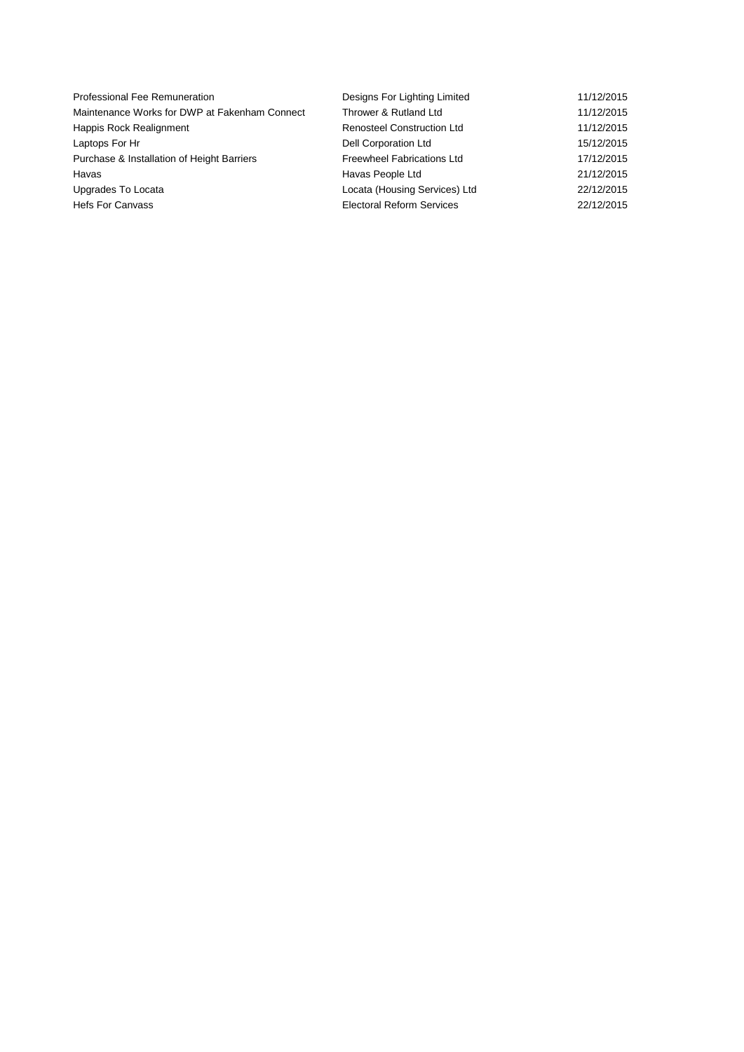| | | |
|---|---|---|
| Professional Fee Remuneration | Designs For Lighting Limited | 11/12/2015 |
| Maintenance Works for DWP at Fakenham Connect | Thrower & Rutland Ltd | 11/12/2015 |
| Happis Rock Realignment | Renosteel Construction Ltd | 11/12/2015 |
| Laptops For Hr | Dell Corporation Ltd | 15/12/2015 |
| Purchase & Installation of Height Barriers | Freewheel Fabrications Ltd | 17/12/2015 |
| Havas | Havas People Ltd | 21/12/2015 |
| Upgrades To Locata | Locata (Housing Services) Ltd | 22/12/2015 |
| Hefs For Canvass | Electoral Reform Services | 22/12/2015 |